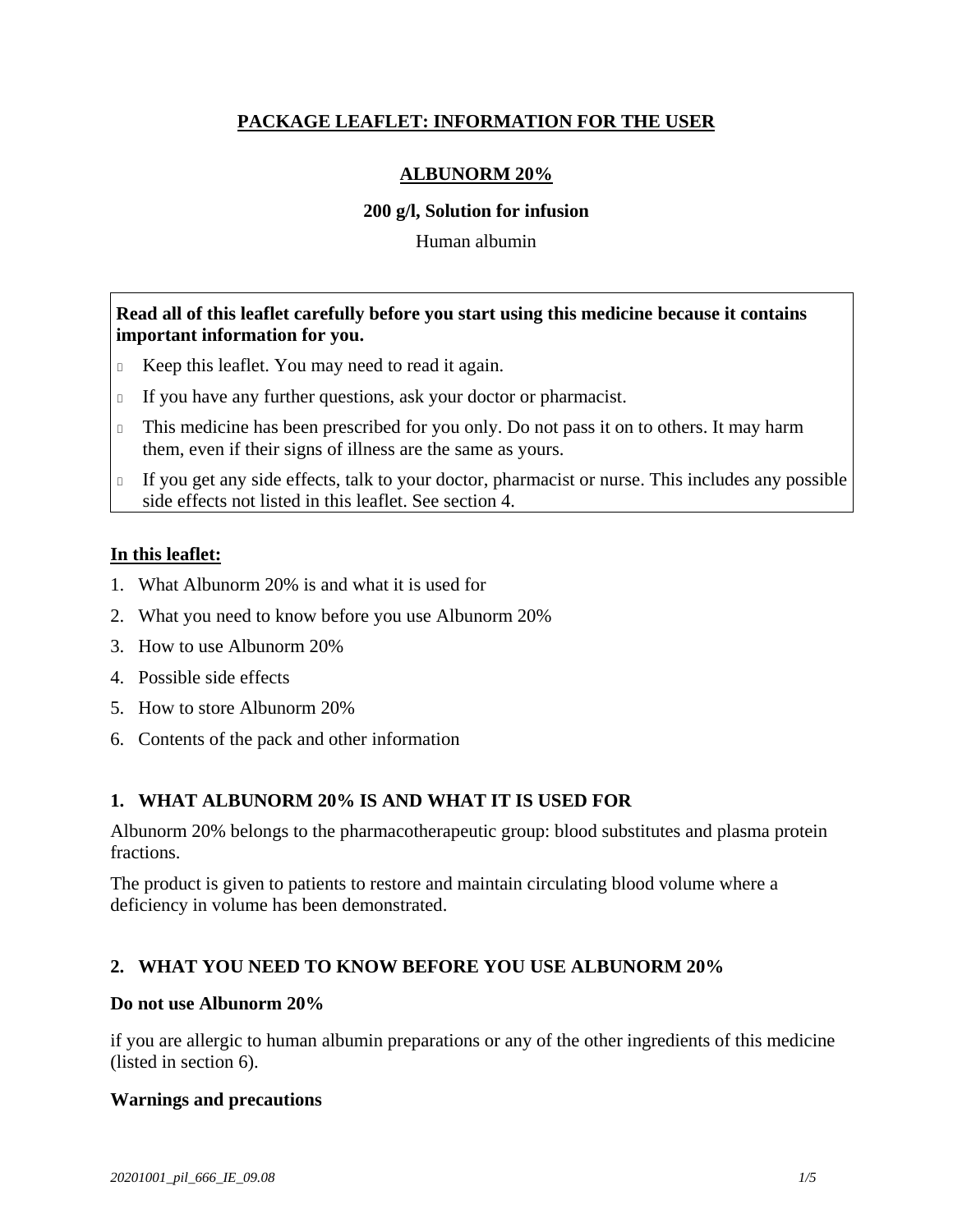# PACKAGE LEAFLET: INFORMATION FOR THE USER

## ALBUNORM 20%

**200 g/l, Solution for infusion**

Human albumin

**Read all of this leaflet carefully before you start using this medicine because it contains important information for you.**

- Keep this leaflet. You may need to read it again.
- If you have any further questions, ask your doctor or pharmacist.
- This medicine has been prescribed for you only. Do not pass it on to others. It may harm them, even if their signs of illness are the same as yours.
- If you get any side effects, talk to your doctor, pharmacist or nurse. This includes any possible side effects not listed in this leaflet. See section 4.

**In this leaflet:**

1. What Albunorm 20% is and what it is used for
2. What you need to know before you use Albunorm 20%
3. How to use Albunorm 20%
4. Possible side effects
5. How to store Albunorm 20%
6. Contents of the pack and other information

## 1. WHAT ALBUNORM 20% IS AND WHAT IT IS USED FOR

Albunorm 20% belongs to the pharmacotherapeutic group: blood substitutes and plasma protein fractions.

The product is given to patients to restore and maintain circulating blood volume where a deficiency in volume has been demonstrated.

## 2. WHAT YOU NEED TO KNOW BEFORE YOU USE ALBUNORM 20%

### Do not use Albunorm 20%

if you are allergic to human albumin preparations or any of the other ingredients of this medicine (listed in section 6).

### Warnings and precautions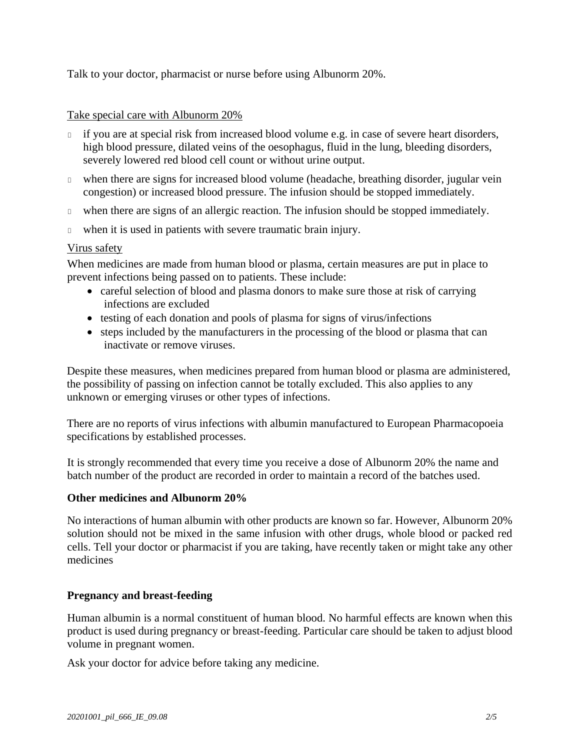Talk to your doctor, pharmacist or nurse before using Albunorm 20%.

Take special care with Albunorm 20%

- if you are at special risk from increased blood volume e.g. in case of severe heart disorders, high blood pressure, dilated veins of the oesophagus, fluid in the lung, bleeding disorders, severely lowered red blood cell count or without urine output.
- when there are signs for increased blood volume (headache, breathing disorder, jugular vein congestion) or increased blood pressure. The infusion should be stopped immediately.
- when there are signs of an allergic reaction. The infusion should be stopped immediately.
- when it is used in patients with severe traumatic brain injury.

Virus safety

When medicines are made from human blood or plasma, certain measures are put in place to prevent infections being passed on to patients. These include:

- careful selection of blood and plasma donors to make sure those at risk of carrying infections are excluded
- testing of each donation and pools of plasma for signs of virus/infections
- steps included by the manufacturers in the processing of the blood or plasma that can inactivate or remove viruses.

Despite these measures, when medicines prepared from human blood or plasma are administered, the possibility of passing on infection cannot be totally excluded. This also applies to any unknown or emerging viruses or other types of infections.

There are no reports of virus infections with albumin manufactured to European Pharmacopoeia specifications by established processes.

It is strongly recommended that every time you receive a dose of Albunorm 20% the name and batch number of the product are recorded in order to maintain a record of the batches used.

**Other medicines and Albunorm 20%**

No interactions of human albumin with other products are known so far. However, Albunorm 20% solution should not be mixed in the same infusion with other drugs, whole blood or packed red cells. Tell your doctor or pharmacist if you are taking, have recently taken or might take any other medicines

**Pregnancy and breast-feeding**

Human albumin is a normal constituent of human blood. No harmful effects are known when this product is used during pregnancy or breast-feeding. Particular care should be taken to adjust blood volume in pregnant women.

Ask your doctor for advice before taking any medicine.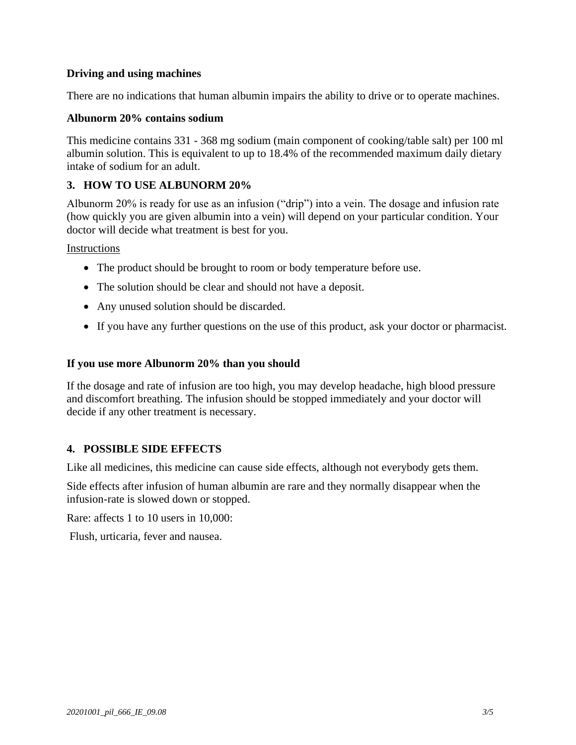**Driving and using machines**

There are no indications that human albumin impairs the ability to drive or to operate machines.

**Albunorm 20% contains sodium**

This medicine contains 331 - 368 mg sodium (main component of cooking/table salt) per 100 ml albumin solution. This is equivalent to up to 18.4% of the recommended maximum daily dietary intake of sodium for an adult.

## 3. HOW TO USE ALBUNORM 20%

Albunorm 20% is ready for use as an infusion ("drip") into a vein. The dosage and infusion rate (how quickly you are given albumin into a vein) will depend on your particular condition. Your doctor will decide what treatment is best for you.

Instructions

- The product should be brought to room or body temperature before use.
- The solution should be clear and should not have a deposit.
- Any unused solution should be discarded.
- If you have any further questions on the use of this product, ask your doctor or pharmacist.

**If you use more Albunorm 20% than you should**

If the dosage and rate of infusion are too high, you may develop headache, high blood pressure and discomfort breathing. The infusion should be stopped immediately and your doctor will decide if any other treatment is necessary.

## 4. POSSIBLE SIDE EFFECTS

Like all medicines, this medicine can cause side effects, although not everybody gets them.

Side effects after infusion of human albumin are rare and they normally disappear when the infusion-rate is slowed down or stopped.

Rare: affects 1 to 10 users in 10,000:

Flush, urticaria, fever and nausea.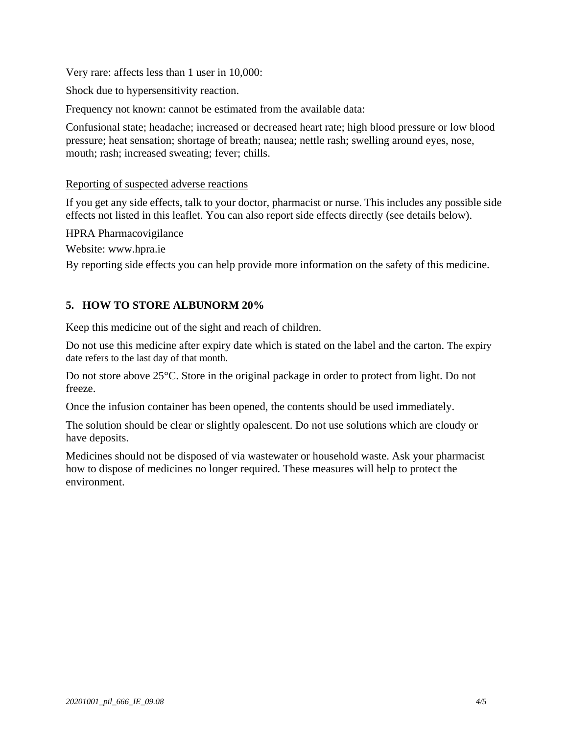Very rare: affects less than 1 user in 10,000:

Shock due to hypersensitivity reaction.

Frequency not known: cannot be estimated from the available data:

Confusional state; headache; increased or decreased heart rate; high blood pressure or low blood pressure; heat sensation; shortage of breath; nausea; nettle rash; swelling around eyes, nose, mouth; rash; increased sweating; fever; chills.

Reporting of suspected adverse reactions

If you get any side effects, talk to your doctor, pharmacist or nurse. This includes any possible side effects not listed in this leaflet. You can also report side effects directly (see details below).

HPRA Pharmacovigilance

Website: www.hpra.ie

By reporting side effects you can help provide more information on the safety of this medicine.

## 5. HOW TO STORE ALBUNORM 20%

Keep this medicine out of the sight and reach of children.

Do not use this medicine after expiry date which is stated on the label and the carton. The expiry date refers to the last day of that month.

Do not store above 25°C. Store in the original package in order to protect from light. Do not freeze.

Once the infusion container has been opened, the contents should be used immediately.

The solution should be clear or slightly opalescent. Do not use solutions which are cloudy or have deposits.

Medicines should not be disposed of via wastewater or household waste. Ask your pharmacist how to dispose of medicines no longer required. These measures will help to protect the environment.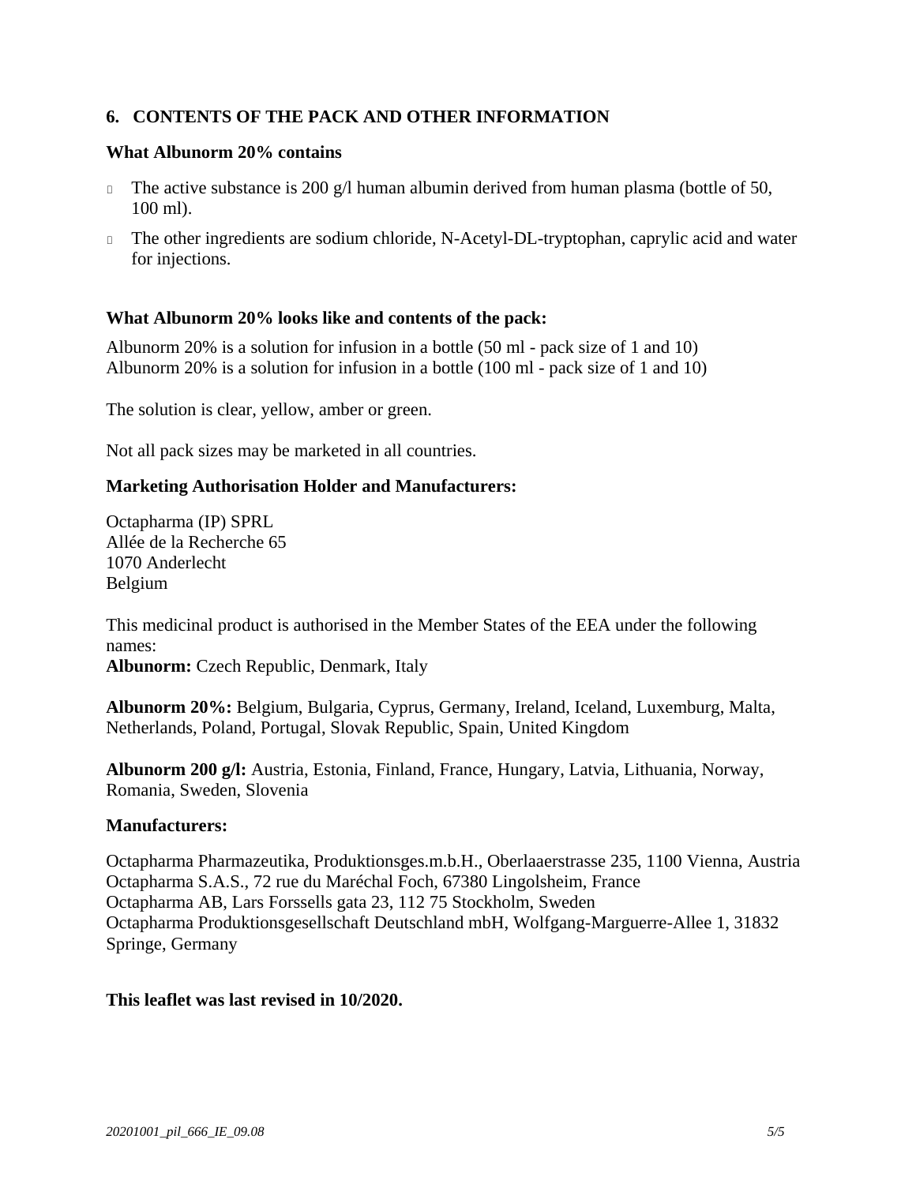## 6. CONTENTS OF THE PACK AND OTHER INFORMATION

### What Albunorm 20% contains

- The active substance is 200 g/l human albumin derived from human plasma (bottle of 50, 100 ml).
- The other ingredients are sodium chloride, N-Acetyl-DL-tryptophan, caprylic acid and water for injections.

### What Albunorm 20% looks like and contents of the pack:

Albunorm 20% is a solution for infusion in a bottle (50 ml - pack size of 1 and 10)
Albunorm 20% is a solution for infusion in a bottle (100 ml - pack size of 1 and 10)

The solution is clear, yellow, amber or green.

Not all pack sizes may be marketed in all countries.

### Marketing Authorisation Holder and Manufacturers:

Octapharma (IP) SPRL
Allée de la Recherche 65
1070 Anderlecht
Belgium

This medicinal product is authorised in the Member States of the EEA under the following names:
**Albunorm:** Czech Republic, Denmark, Italy

**Albunorm 20%:** Belgium, Bulgaria, Cyprus, Germany, Ireland, Iceland, Luxemburg, Malta, Netherlands, Poland, Portugal, Slovak Republic, Spain, United Kingdom

**Albunorm 200 g/l:** Austria, Estonia, Finland, France, Hungary, Latvia, Lithuania, Norway, Romania, Sweden, Slovenia

### Manufacturers:

Octapharma Pharmazeutika, Produktionsges.m.b.H., Oberlaaerstrasse 235, 1100 Vienna, Austria
Octapharma S.A.S., 72 rue du Maréchal Foch, 67380 Lingolsheim, France
Octapharma AB, Lars Forssells gata 23, 112 75 Stockholm, Sweden
Octapharma Produktionsgesellschaft Deutschland mbH, Wolfgang-Marguerre-Allee 1, 31832 Springe, Germany

**This leaflet was last revised in 10/2020.**